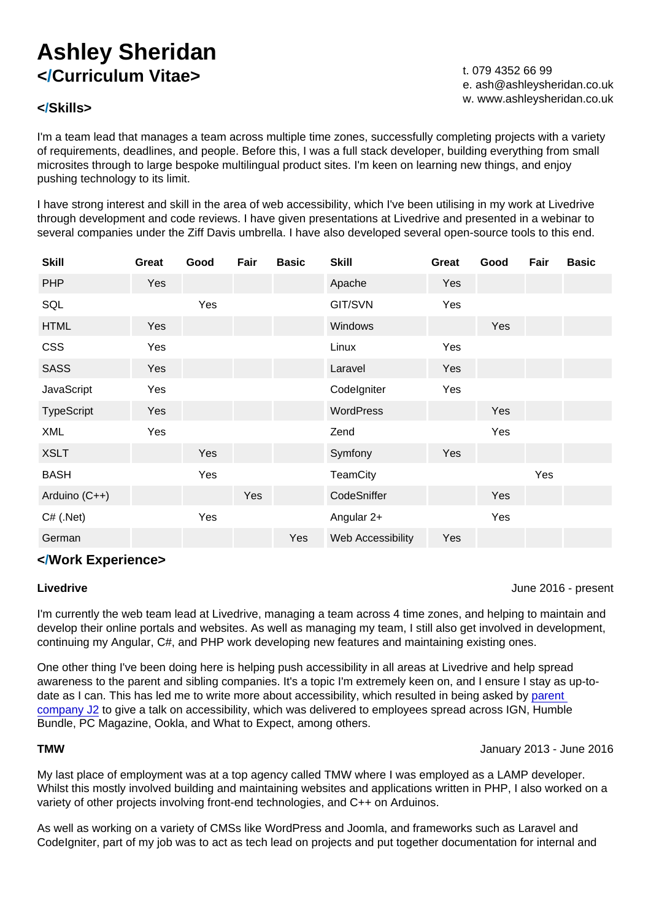# Ashley Sheridan

## </Curriculum Vitae>

t. 079 4352 66 99
e. ash@ashleysheridan.co.uk
w. www.ashleysheridan.co.uk

### </Skills>

I'm a team lead that manages a team across multiple time zones, successfully completing projects with a variety of requirements, deadlines, and people. Before this, I was a full stack developer, building everything from small microsites through to large bespoke multilingual product sites. I'm keen on learning new things, and enjoy pushing technology to its limit.

I have strong interest and skill in the area of web accessibility, which I've been utilising in my work at Livedrive through development and code reviews. I have given presentations at Livedrive and presented in a webinar to several companies under the Ziff Davis umbrella. I have also developed several open-source tools to this end.

| Skill | Great | Good | Fair | Basic | Skill | Great | Good | Fair | Basic |
|---|---|---|---|---|---|---|---|---|---|
| PHP | Yes | | | | Apache | Yes | | | |
| SQL | | Yes | | | GIT/SVN | Yes | | | |
| HTML | Yes | | | | Windows | | Yes | | |
| CSS | Yes | | | | Linux | Yes | | | |
| SASS | Yes | | | | Laravel | Yes | | | |
| JavaScript | Yes | | | | CodeIgniter | Yes | | | |
| TypeScript | Yes | | | | WordPress | | Yes | | |
| XML | Yes | | | | Zend | | Yes | | |
| XSLT | | Yes | | | Symfony | Yes | | | |
| BASH | | Yes | | | TeamCity | | | Yes | |
| Arduino (C++) | | | Yes | | CodeSniffer | | Yes | | |
| C# (.Net) | | Yes | | | Angular 2+ | | Yes | | |
| German | | | | Yes | Web Accessibility | Yes | | | |

### </Work Experience>

**Livedrive** June 2016 - present

I'm currently the web team lead at Livedrive, managing a team across 4 time zones, and helping to maintain and develop their online portals and websites. As well as managing my team, I still also get involved in development, continuing my Angular, C#, and PHP work developing new features and maintaining existing ones.

One other thing I've been doing here is helping push accessibility in all areas at Livedrive and help spread awareness to the parent and sibling companies. It's a topic I'm extremely keen on, and I ensure I stay as up-to-date as I can. This has led me to write more about accessibility, which resulted in being asked by parent company J2 to give a talk on accessibility, which was delivered to employees spread across IGN, Humble Bundle, PC Magazine, Ookla, and What to Expect, among others.

**TMW** January 2013 - June 2016

My last place of employment was at a top agency called TMW where I was employed as a LAMP developer. Whilst this mostly involved building and maintaining websites and applications written in PHP, I also worked on a variety of other projects involving front-end technologies, and C++ on Arduinos.

As well as working on a variety of CMSs like WordPress and Joomla, and frameworks such as Laravel and CodeIgniter, part of my job was to act as tech lead on projects and put together documentation for internal and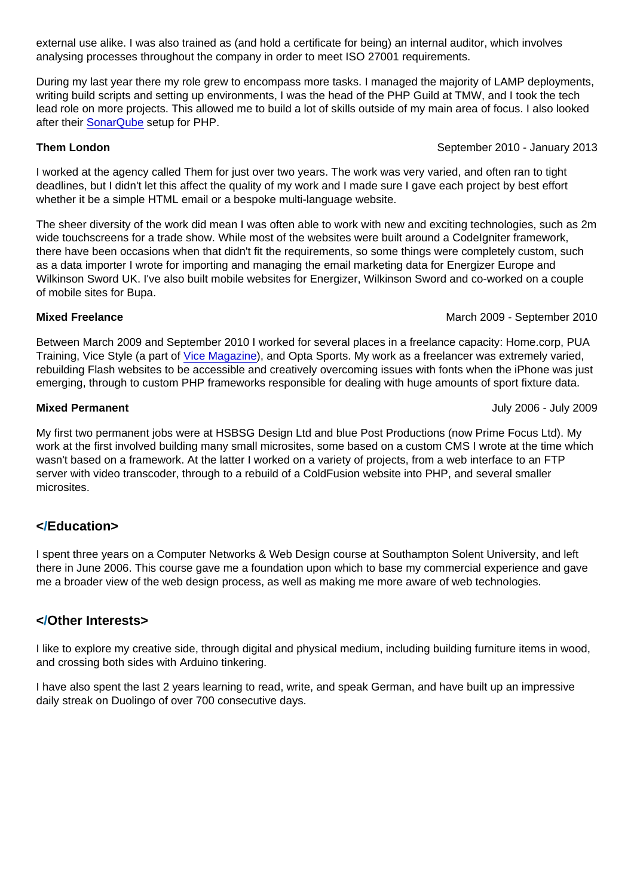external use alike. I was also trained as (and hold a certificate for being) an internal auditor, which involves analysing processes throughout the company in order to meet ISO 27001 requirements.

During my last year there my role grew to encompass more tasks. I managed the majority of LAMP deployments, writing build scripts and setting up environments, I was the head of the PHP Guild at TMW, and I took the tech lead role on more projects. This allowed me to build a lot of skills outside of my main area of focus. I also looked after their SonarQube setup for PHP.

**Them London** September 2010 - January 2013

I worked at the agency called Them for just over two years. The work was very varied, and often ran to tight deadlines, but I didn't let this affect the quality of my work and I made sure I gave each project by best effort whether it be a simple HTML email or a bespoke multi-language website.

The sheer diversity of the work did mean I was often able to work with new and exciting technologies, such as 2m wide touchscreens for a trade show. While most of the websites were built around a CodeIgniter framework, there have been occasions when that didn't fit the requirements, so some things were completely custom, such as a data importer I wrote for importing and managing the email marketing data for Energizer Europe and Wilkinson Sword UK. I've also built mobile websites for Energizer, Wilkinson Sword and co-worked on a couple of mobile sites for Bupa.

**Mixed Freelance** March 2009 - September 2010

Between March 2009 and September 2010 I worked for several places in a freelance capacity: Home.corp, PUA Training, Vice Style (a part of Vice Magazine), and Opta Sports. My work as a freelancer was extremely varied, rebuilding Flash websites to be accessible and creatively overcoming issues with fonts when the iPhone was just emerging, through to custom PHP frameworks responsible for dealing with huge amounts of sport fixture data.

**Mixed Permanent** July 2006 - July 2009

My first two permanent jobs were at HSBSG Design Ltd and blue Post Productions (now Prime Focus Ltd). My work at the first involved building many small microsites, some based on a custom CMS I wrote at the time which wasn't based on a framework. At the latter I worked on a variety of projects, from a web interface to an FTP server with video transcoder, through to a rebuild of a ColdFusion website into PHP, and several smaller microsites.

## </Education>

I spent three years on a Computer Networks & Web Design course at Southampton Solent University, and left there in June 2006. This course gave me a foundation upon which to base my commercial experience and gave me a broader view of the web design process, as well as making me more aware of web technologies.

## </Other Interests>

I like to explore my creative side, through digital and physical medium, including building furniture items in wood, and crossing both sides with Arduino tinkering.

I have also spent the last 2 years learning to read, write, and speak German, and have built up an impressive daily streak on Duolingo of over 700 consecutive days.